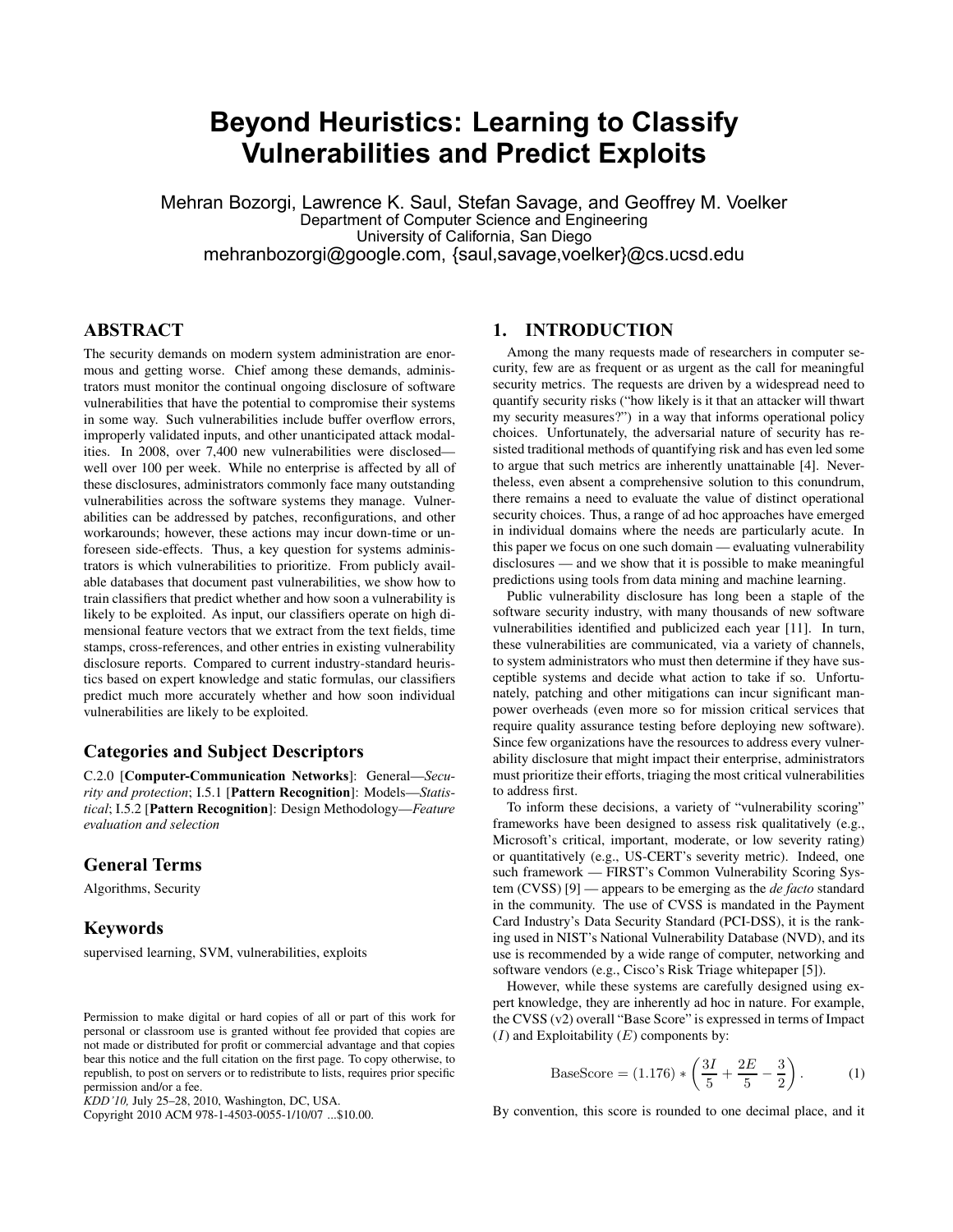# Beyond Heuristics: Learning to Classify Vulnerabilities and Predict Exploits

Mehran Bozorgi, Lawrence K. Saul, Stefan Savage, and Geoffrey M. Voelker
Department of Computer Science and Engineering
University of California, San Diego
mehranbozorgi@google.com, {saul,savage,voelker}@cs.ucsd.edu

## ABSTRACT

The security demands on modern system administration are enormous and getting worse. Chief among these demands, administrators must monitor the continual ongoing disclosure of software vulnerabilities that have the potential to compromise their systems in some way. Such vulnerabilities include buffer overflow errors, improperly validated inputs, and other unanticipated attack modalities. In 2008, over 7,400 new vulnerabilities were disclosed—well over 100 per week. While no enterprise is affected by all of these disclosures, administrators commonly face many outstanding vulnerabilities across the software systems they manage. Vulnerabilities can be addressed by patches, reconfigurations, and other workarounds; however, these actions may incur down-time or unforeseen side-effects. Thus, a key question for systems administrators is which vulnerabilities to prioritize. From publicly available databases that document past vulnerabilities, we show how to train classifiers that predict whether and how soon a vulnerability is likely to be exploited. As input, our classifiers operate on high dimensional feature vectors that we extract from the text fields, time stamps, cross-references, and other entries in existing vulnerability disclosure reports. Compared to current industry-standard heuristics based on expert knowledge and static formulas, our classifiers predict much more accurately whether and how soon individual vulnerabilities are likely to be exploited.

### Categories and Subject Descriptors

C.2.0 [**Computer-Communication Networks**]: General—*Security and protection*; I.5.1 [**Pattern Recognition**]: Models—*Statistical*; I.5.2 [**Pattern Recognition**]: Design Methodology—*Feature evaluation and selection*

### General Terms

Algorithms, Security

### Keywords

supervised learning, SVM, vulnerabilities, exploits

Permission to make digital or hard copies of all or part of this work for personal or classroom use is granted without fee provided that copies are not made or distributed for profit or commercial advantage and that copies bear this notice and the full citation on the first page. To copy otherwise, to republish, to post on servers or to redistribute to lists, requires prior specific permission and/or a fee.
*KDD'10,* July 25–28, 2010, Washington, DC, USA.
Copyright 2010 ACM 978-1-4503-0055-1/10/07 ...$10.00.

## 1. INTRODUCTION

Among the many requests made of researchers in computer security, few are as frequent or as urgent as the call for meaningful security metrics. The requests are driven by a widespread need to quantify security risks ("how likely is it that an attacker will thwart my security measures?") in a way that informs operational policy choices. Unfortunately, the adversarial nature of security has resisted traditional methods of quantifying risk and has even led some to argue that such metrics are inherently unattainable [4]. Nevertheless, even absent a comprehensive solution to this conundrum, there remains a need to evaluate the value of distinct operational security choices. Thus, a range of ad hoc approaches have emerged in individual domains where the needs are particularly acute. In this paper we focus on one such domain — evaluating vulnerability disclosures — and we show that it is possible to make meaningful predictions using tools from data mining and machine learning.

Public vulnerability disclosure has long been a staple of the software security industry, with many thousands of new software vulnerabilities identified and publicized each year [11]. In turn, these vulnerabilities are communicated, via a variety of channels, to system administrators who must then determine if they have susceptible systems and decide what action to take if so. Unfortunately, patching and other mitigations can incur significant manpower overheads (even more so for mission critical services that require quality assurance testing before deploying new software). Since few organizations have the resources to address every vulnerability disclosure that might impact their enterprise, administrators must prioritize their efforts, triaging the most critical vulnerabilities to address first.

To inform these decisions, a variety of "vulnerability scoring" frameworks have been designed to assess risk qualitatively (e.g., Microsoft's critical, important, moderate, or low severity rating) or quantitatively (e.g., US-CERT's severity metric). Indeed, one such framework — FIRST's Common Vulnerability Scoring System (CVSS) [9] — appears to be emerging as the *de facto* standard in the community. The use of CVSS is mandated in the Payment Card Industry's Data Security Standard (PCI-DSS), it is the ranking used in NIST's National Vulnerability Database (NVD), and its use is recommended by a wide range of computer, networking and software vendors (e.g., Cisco's Risk Triage whitepaper [5]).

However, while these systems are carefully designed using expert knowledge, they are inherently ad hoc in nature. For example, the CVSS (v2) overall "Base Score" is expressed in terms of Impact ($I$) and Exploitability ($E$) components by:

$$\text{BaseScore} = (1.176) * \left(\frac{3I}{5} + \frac{2E}{5} - \frac{3}{2}\right). \quad (1)$$

By convention, this score is rounded to one decimal place, and it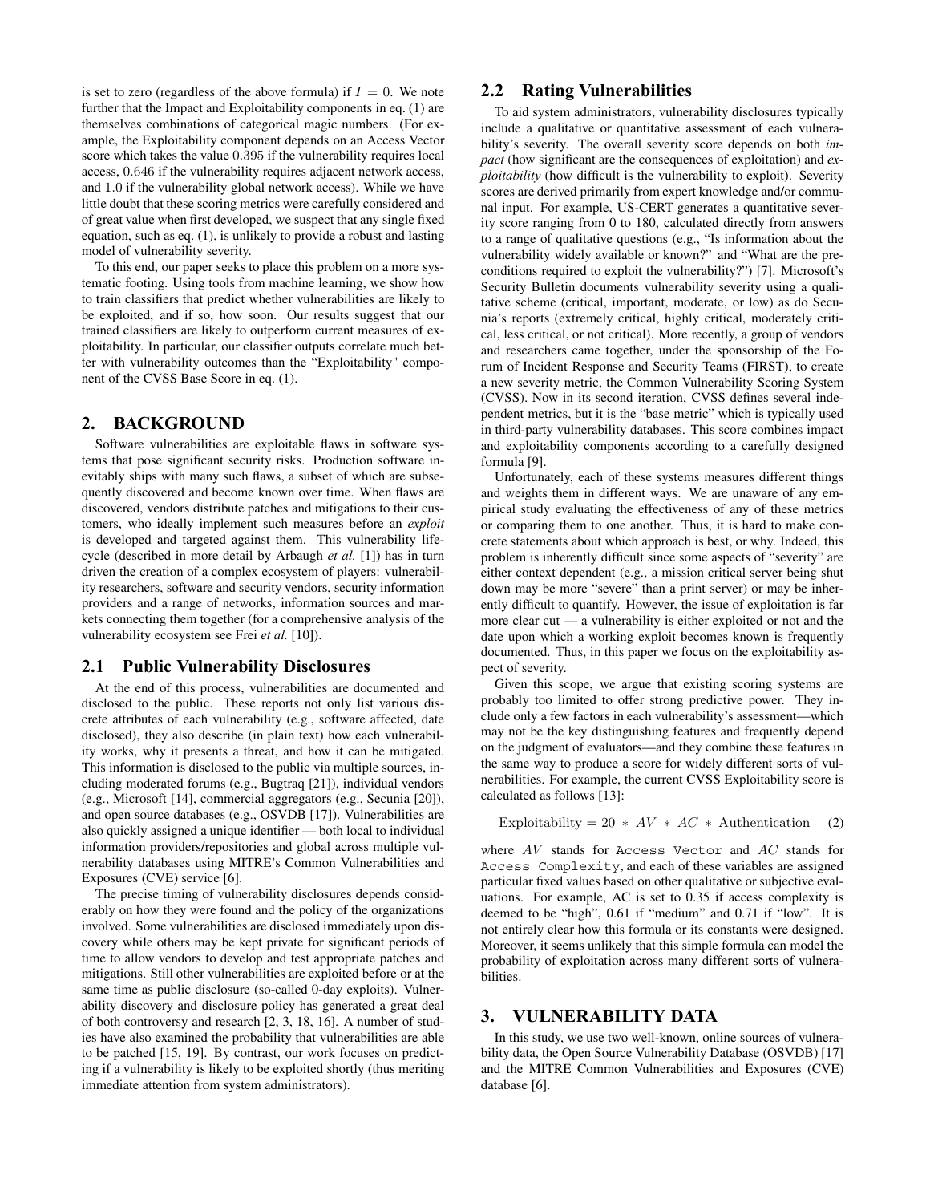is set to zero (regardless of the above formula) if $I = 0$. We note further that the Impact and Exploitability components in eq. (1) are themselves combinations of categorical magic numbers. (For example, the Exploitability component depends on an Access Vector score which takes the value $0.395$ if the vulnerability requires local access, $0.646$ if the vulnerability requires adjacent network access, and $1.0$ if the vulnerability global network access). While we have little doubt that these scoring metrics were carefully considered and of great value when first developed, we suspect that any single fixed equation, such as eq. (1), is unlikely to provide a robust and lasting model of vulnerability severity.

To this end, our paper seeks to place this problem on a more systematic footing. Using tools from machine learning, we show how to train classifiers that predict whether vulnerabilities are likely to be exploited, and if so, how soon. Our results suggest that our trained classifiers are likely to outperform current measures of exploitability. In particular, our classifier outputs correlate much better with vulnerability outcomes than the "Exploitability" component of the CVSS Base Score in eq. (1).

## 2. BACKGROUND

Software vulnerabilities are exploitable flaws in software systems that pose significant security risks. Production software inevitably ships with many such flaws, a subset of which are subsequently discovered and become known over time. When flaws are discovered, vendors distribute patches and mitigations to their customers, who ideally implement such measures before an *exploit* is developed and targeted against them. This vulnerability lifecycle (described in more detail by Arbaugh *et al.* [1]) has in turn driven the creation of a complex ecosystem of players: vulnerability researchers, software and security vendors, security information providers and a range of networks, information sources and markets connecting them together (for a comprehensive analysis of the vulnerability ecosystem see Frei *et al.* [10]).

### 2.1 Public Vulnerability Disclosures

At the end of this process, vulnerabilities are documented and disclosed to the public. These reports not only list various discrete attributes of each vulnerability (e.g., software affected, date disclosed), they also describe (in plain text) how each vulnerability works, why it presents a threat, and how it can be mitigated. This information is disclosed to the public via multiple sources, including moderated forums (e.g., Bugtraq [21]), individual vendors (e.g., Microsoft [14], commercial aggregators (e.g., Secunia [20]), and open source databases (e.g., OSVDB [17]). Vulnerabilities are also quickly assigned a unique identifier — both local to individual information providers/repositories and global across multiple vulnerability databases using MITRE's Common Vulnerabilities and Exposures (CVE) service [6].

The precise timing of vulnerability disclosures depends considerably on how they were found and the policy of the organizations involved. Some vulnerabilities are disclosed immediately upon discovery while others may be kept private for significant periods of time to allow vendors to develop and test appropriate patches and mitigations. Still other vulnerabilities are exploited before or at the same time as public disclosure (so-called 0-day exploits). Vulnerability discovery and disclosure policy has generated a great deal of both controversy and research [2, 3, 18, 16]. A number of studies have also examined the probability that vulnerabilities are able to be patched [15, 19]. By contrast, our work focuses on predicting if a vulnerability is likely to be exploited shortly (thus meriting immediate attention from system administrators).

### 2.2 Rating Vulnerabilities

To aid system administrators, vulnerability disclosures typically include a qualitative or quantitative assessment of each vulnerability's severity. The overall severity score depends on both *impact* (how significant are the consequences of exploitation) and *exploitability* (how difficult is the vulnerability to exploit). Severity scores are derived primarily from expert knowledge and/or communal input. For example, US-CERT generates a quantitative severity score ranging from 0 to 180, calculated directly from answers to a range of qualitative questions (e.g., "Is information about the vulnerability widely available or known?" and "What are the preconditions required to exploit the vulnerability?") [7]. Microsoft's Security Bulletin documents vulnerability severity using a qualitative scheme (critical, important, moderate, or low) as do Secunia's reports (extremely critical, highly critical, moderately critical, less critical, or not critical). More recently, a group of vendors and researchers came together, under the sponsorship of the Forum of Incident Response and Security Teams (FIRST), to create a new severity metric, the Common Vulnerability Scoring System (CVSS). Now in its second iteration, CVSS defines several independent metrics, but it is the "base metric" which is typically used in third-party vulnerability databases. This score combines impact and exploitability components according to a carefully designed formula [9].

Unfortunately, each of these systems measures different things and weights them in different ways. We are unaware of any empirical study evaluating the effectiveness of any of these metrics or comparing them to one another. Thus, it is hard to make concrete statements about which approach is best, or why. Indeed, this problem is inherently difficult since some aspects of "severity" are either context dependent (e.g., a mission critical server being shut down may be more "severe" than a print server) or may be inherently difficult to quantify. However, the issue of exploitation is far more clear cut — a vulnerability is either exploited or not and the date upon which a working exploit becomes known is frequently documented. Thus, in this paper we focus on the exploitability aspect of severity.

Given this scope, we argue that existing scoring systems are probably too limited to offer strong predictive power. They include only a few factors in each vulnerability's assessment—which may not be the key distinguishing features and frequently depend on the judgment of evaluators—and they combine these features in the same way to produce a score for widely different sorts of vulnerabilities. For example, the current CVSS Exploitability score is calculated as follows [13]:

$$\text{Exploitability} = 20 \, * \, AV \, * \, AC \, * \, \text{Authentication} \quad (2)$$

where $AV$ stands for `Access Vector` and $AC$ stands for `Access Complexity`, and each of these variables are assigned particular fixed values based on other qualitative or subjective evaluations. For example, AC is set to 0.35 if access complexity is deemed to be "high", 0.61 if "medium" and 0.71 if "low". It is not entirely clear how this formula or its constants were designed. Moreover, it seems unlikely that this simple formula can model the probability of exploitation across many different sorts of vulnerabilities.

## 3. VULNERABILITY DATA

In this study, we use two well-known, online sources of vulnerability data, the Open Source Vulnerability Database (OSVDB) [17] and the MITRE Common Vulnerabilities and Exposures (CVE) database [6].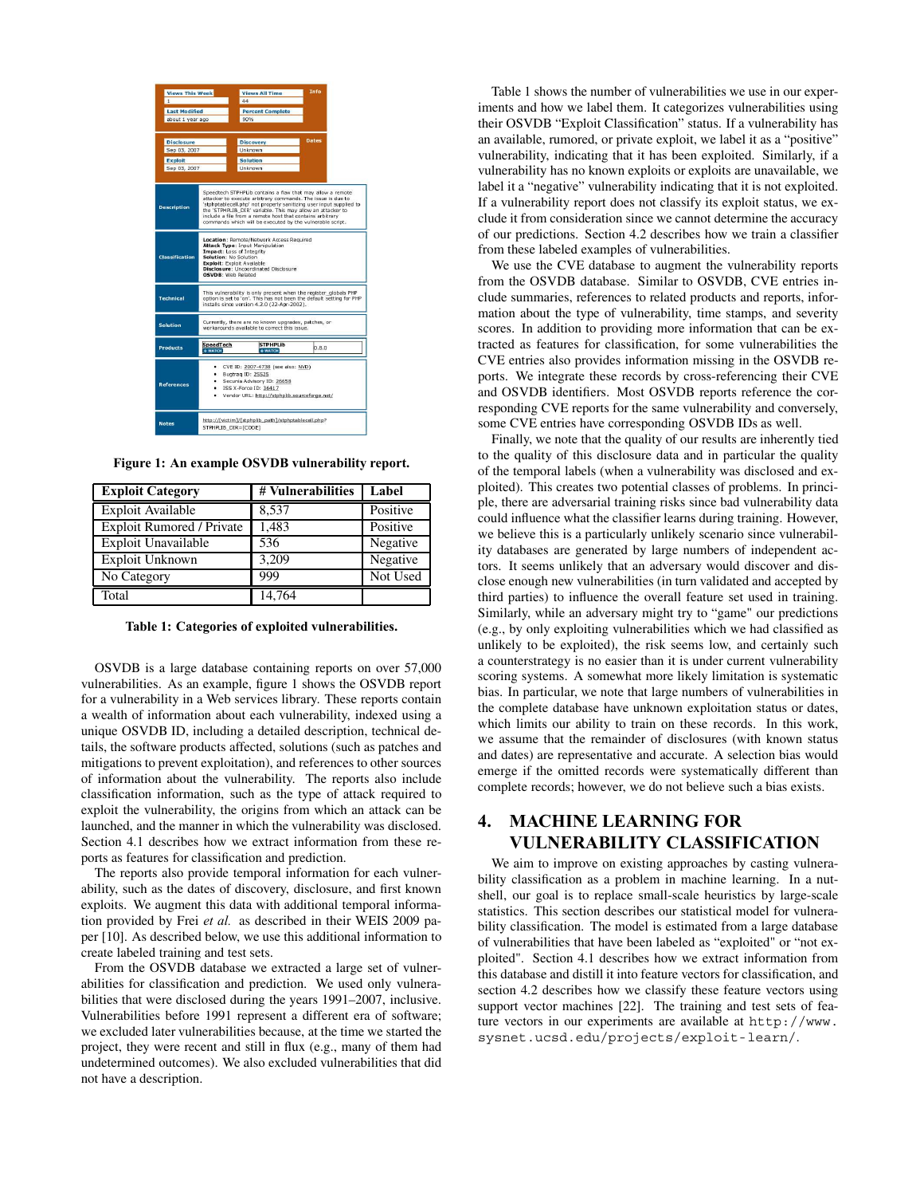Figure 1: An example OSVDB vulnerability report.

| Exploit Category | # Vulnerabilities | Label |
|---|---|---|
| Exploit Available | 8,537 | Positive |
| Exploit Rumored / Private | 1,483 | Positive |
| Exploit Unavailable | 536 | Negative |
| Exploit Unknown | 3,209 | Negative |
| No Category | 999 | Not Used |
| Total | 14,764 | |

Table 1: Categories of exploited vulnerabilities.

OSVDB is a large database containing reports on over 57,000 vulnerabilities. As an example, figure 1 shows the OSVDB report for a vulnerability in a Web services library. These reports contain a wealth of information about each vulnerability, indexed using a unique OSVDB ID, including a detailed description, technical details, the software products affected, solutions (such as patches and mitigations to prevent exploitation), and references to other sources of information about the vulnerability. The reports also include classification information, such as the type of attack required to exploit the vulnerability, the origins from which an attack can be launched, and the manner in which the vulnerability was disclosed. Section 4.1 describes how we extract information from these reports as features for classification and prediction.

The reports also provide temporal information for each vulnerability, such as the dates of discovery, disclosure, and first known exploits. We augment this data with additional temporal information provided by Frei *et al.* as described in their WEIS 2009 paper [10]. As described below, we use this additional information to create labeled training and test sets.

From the OSVDB database we extracted a large set of vulnerabilities for classification and prediction. We used only vulnerabilities that were disclosed during the years 1991–2007, inclusive. Vulnerabilities before 1991 represent a different era of software; we excluded later vulnerabilities because, at the time we started the project, they were recent and still in flux (e.g., many of them had undetermined outcomes). We also excluded vulnerabilities that did not have a description.

Table 1 shows the number of vulnerabilities we use in our experiments and how we label them. It categorizes vulnerabilities using their OSVDB "Exploit Classification" status. If a vulnerability has an available, rumored, or private exploit, we label it as a "positive" vulnerability, indicating that it has been exploited. Similarly, if a vulnerability has no known exploits or exploits are unavailable, we label it a "negative" vulnerability indicating that it is not exploited. If a vulnerability report does not classify its exploit status, we exclude it from consideration since we cannot determine the accuracy of our predictions. Section 4.2 describes how we train a classifier from these labeled examples of vulnerabilities.

We use the CVE database to augment the vulnerability reports from the OSVDB database. Similar to OSVDB, CVE entries include summaries, references to related products and reports, information about the type of vulnerability, time stamps, and severity scores. In addition to providing more information that can be extracted as features for classification, for some vulnerabilities the CVE entries also provides information missing in the OSVDB reports. We integrate these records by cross-referencing their CVE and OSVDB identifiers. Most OSVDB reports reference the corresponding CVE reports for the same vulnerability and conversely, some CVE entries have corresponding OSVDB IDs as well.

Finally, we note that the quality of our results are inherently tied to the quality of this disclosure data and in particular the quality of the temporal labels (when a vulnerability was disclosed and exploited). This creates two potential classes of problems. In principle, there are adversarial training risks since bad vulnerability data could influence what the classifier learns during training. However, we believe this is a particularly unlikely scenario since vulnerability databases are generated by large numbers of independent actors. It seems unlikely that an adversary would discover and disclose enough new vulnerabilities (in turn validated and accepted by third parties) to influence the overall feature set used in training. Similarly, while an adversary might try to "game" our predictions (e.g., by only exploiting vulnerabilities which we had classified as unlikely to be exploited), the risk seems low, and certainly such a counterstrategy is no easier than it is under current vulnerability scoring systems. A somewhat more likely limitation is systematic bias. In particular, we note that large numbers of vulnerabilities in the complete database have unknown exploitation status or dates, which limits our ability to train on these records. In this work, we assume that the remainder of disclosures (with known status and dates) are representative and accurate. A selection bias would emerge if the omitted records were systematically different than complete records; however, we do not believe such a bias exists.

# 4. MACHINE LEARNING FOR VULNERABILITY CLASSIFICATION

We aim to improve on existing approaches by casting vulnerability classification as a problem in machine learning. In a nutshell, our goal is to replace small-scale heuristics by large-scale statistics. This section describes our statistical model for vulnerability classification. The model is estimated from a large database of vulnerabilities that have been labeled as "exploited" or "not exploited". Section 4.1 describes how we extract information from this database and distill it into feature vectors for classification, and section 4.2 describes how we classify these feature vectors using support vector machines [22]. The training and test sets of feature vectors in our experiments are available at `http://www.sysnet.ucsd.edu/projects/exploit-learn/`.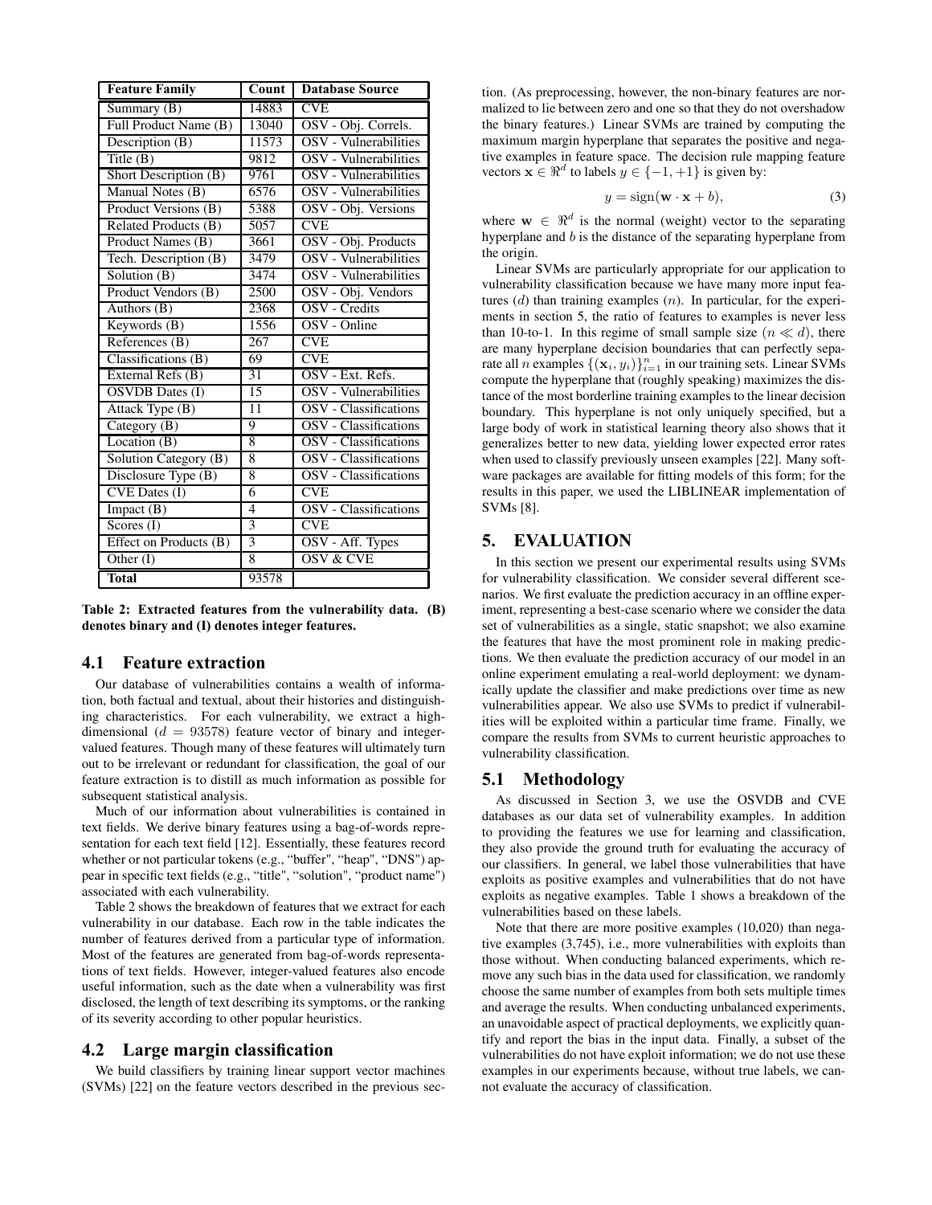| Feature Family | Count | Database Source |
|---|---|---|
| Summary (B) | 14883 | CVE |
| Full Product Name (B) | 13040 | OSV - Obj. Correls. |
| Description (B) | 11573 | OSV - Vulnerabilities |
| Title (B) | 9812 | OSV - Vulnerabilities |
| Short Description (B) | 9761 | OSV - Vulnerabilities |
| Manual Notes (B) | 6576 | OSV - Vulnerabilities |
| Product Versions (B) | 5388 | OSV - Obj. Versions |
| Related Products (B) | 5057 | CVE |
| Product Names (B) | 3661 | OSV - Obj. Products |
| Tech. Description (B) | 3479 | OSV - Vulnerabilities |
| Solution (B) | 3474 | OSV - Vulnerabilities |
| Product Vendors (B) | 2500 | OSV - Obj. Vendors |
| Authors (B) | 2368 | OSV - Credits |
| Keywords (B) | 1556 | OSV - Online |
| References (B) | 267 | CVE |
| Classifications (B) | 69 | CVE |
| External Refs (B) | 31 | OSV - Ext. Refs. |
| OSVDB Dates (I) | 15 | OSV - Vulnerabilities |
| Attack Type (B) | 11 | OSV - Classifications |
| Category (B) | 9 | OSV - Classifications |
| Location (B) | 8 | OSV - Classifications |
| Solution Category (B) | 8 | OSV - Classifications |
| Disclosure Type (B) | 8 | OSV - Classifications |
| CVE Dates (I) | 6 | CVE |
| Impact (B) | 4 | OSV - Classifications |
| Scores (I) | 3 | CVE |
| Effect on Products (B) | 3 | OSV - Aff. Types |
| Other (I) | 8 | OSV & CVE |
| **Total** | 93578 | |

**Table 2: Extracted features from the vulnerability data. (B) denotes binary and (I) denotes integer features.**

## 4.1 Feature extraction

Our database of vulnerabilities contains a wealth of information, both factual and textual, about their histories and distinguishing characteristics. For each vulnerability, we extract a high-dimensional ($d = 93578$) feature vector of binary and integer-valued features. Though many of these features will ultimately turn out to be irrelevant or redundant for classification, the goal of our feature extraction is to distill as much information as possible for subsequent statistical analysis.

Much of our information about vulnerabilities is contained in text fields. We derive binary features using a bag-of-words representation for each text field [12]. Essentially, these features record whether or not particular tokens (e.g., "buffer", "heap", "DNS") appear in specific text fields (e.g., "title", "solution", "product name") associated with each vulnerability.

Table 2 shows the breakdown of features that we extract for each vulnerability in our database. Each row in the table indicates the number of features derived from a particular type of information. Most of the features are generated from bag-of-words representations of text fields. However, integer-valued features also encode useful information, such as the date when a vulnerability was first disclosed, the length of text describing its symptoms, or the ranking of its severity according to other popular heuristics.

## 4.2 Large margin classification

We build classifiers by training linear support vector machines (SVMs) [22] on the feature vectors described in the previous section. (As preprocessing, however, the non-binary features are normalized to lie between zero and one so that they do not overshadow the binary features.) Linear SVMs are trained by computing the maximum margin hyperplane that separates the positive and negative examples in feature space. The decision rule mapping feature vectors $\mathbf{x} \in \Re^d$ to labels $y \in \{-1, +1\}$ is given by:

$$y = \text{sign}(\mathbf{w} \cdot \mathbf{x} + b), \tag{3}$$

where $\mathbf{w} \in \Re^d$ is the normal (weight) vector to the separating hyperplane and $b$ is the distance of the separating hyperplane from the origin.

Linear SVMs are particularly appropriate for our application to vulnerability classification because we have many more input features ($d$) than training examples ($n$). In particular, for the experiments in section 5, the ratio of features to examples is never less than 10-to-1. In this regime of small sample size ($n \ll d$), there are many hyperplane decision boundaries that can perfectly separate all $n$ examples $\{(\mathbf{x}_i, y_i)\}_{i=1}^n$ in our training sets. Linear SVMs compute the hyperplane that (roughly speaking) maximizes the distance of the most borderline training examples to the linear decision boundary. This hyperplane is not only uniquely specified, but a large body of work in statistical learning theory also shows that it generalizes better to new data, yielding lower expected error rates when used to classify previously unseen examples [22]. Many software packages are available for fitting models of this form; for the results in this paper, we used the LIBLINEAR implementation of SVMs [8].

# 5. EVALUATION

In this section we present our experimental results using SVMs for vulnerability classification. We consider several different scenarios. We first evaluate the prediction accuracy in an offline experiment, representing a best-case scenario where we consider the data set of vulnerabilities as a single, static snapshot; we also examine the features that have the most prominent role in making predictions. We then evaluate the prediction accuracy of our model in an online experiment emulating a real-world deployment: we dynamically update the classifier and make predictions over time as new vulnerabilities appear. We also use SVMs to predict if vulnerabilities will be exploited within a particular time frame. Finally, we compare the results from SVMs to current heuristic approaches to vulnerability classification.

## 5.1 Methodology

As discussed in Section 3, we use the OSVDB and CVE databases as our data set of vulnerability examples. In addition to providing the features we use for learning and classification, they also provide the ground truth for evaluating the accuracy of our classifiers. In general, we label those vulnerabilities that have exploits as positive examples and vulnerabilities that do not have exploits as negative examples. Table 1 shows a breakdown of the vulnerabilities based on these labels.

Note that there are more positive examples (10,020) than negative examples (3,745), i.e., more vulnerabilities with exploits than those without. When conducting balanced experiments, which remove any such bias in the data used for classification, we randomly choose the same number of examples from both sets multiple times and average the results. When conducting unbalanced experiments, an unavoidable aspect of practical deployments, we explicitly quantify and report the bias in the input data. Finally, a subset of the vulnerabilities do not have exploit information; we do not use these examples in our experiments because, without true labels, we cannot evaluate the accuracy of classification.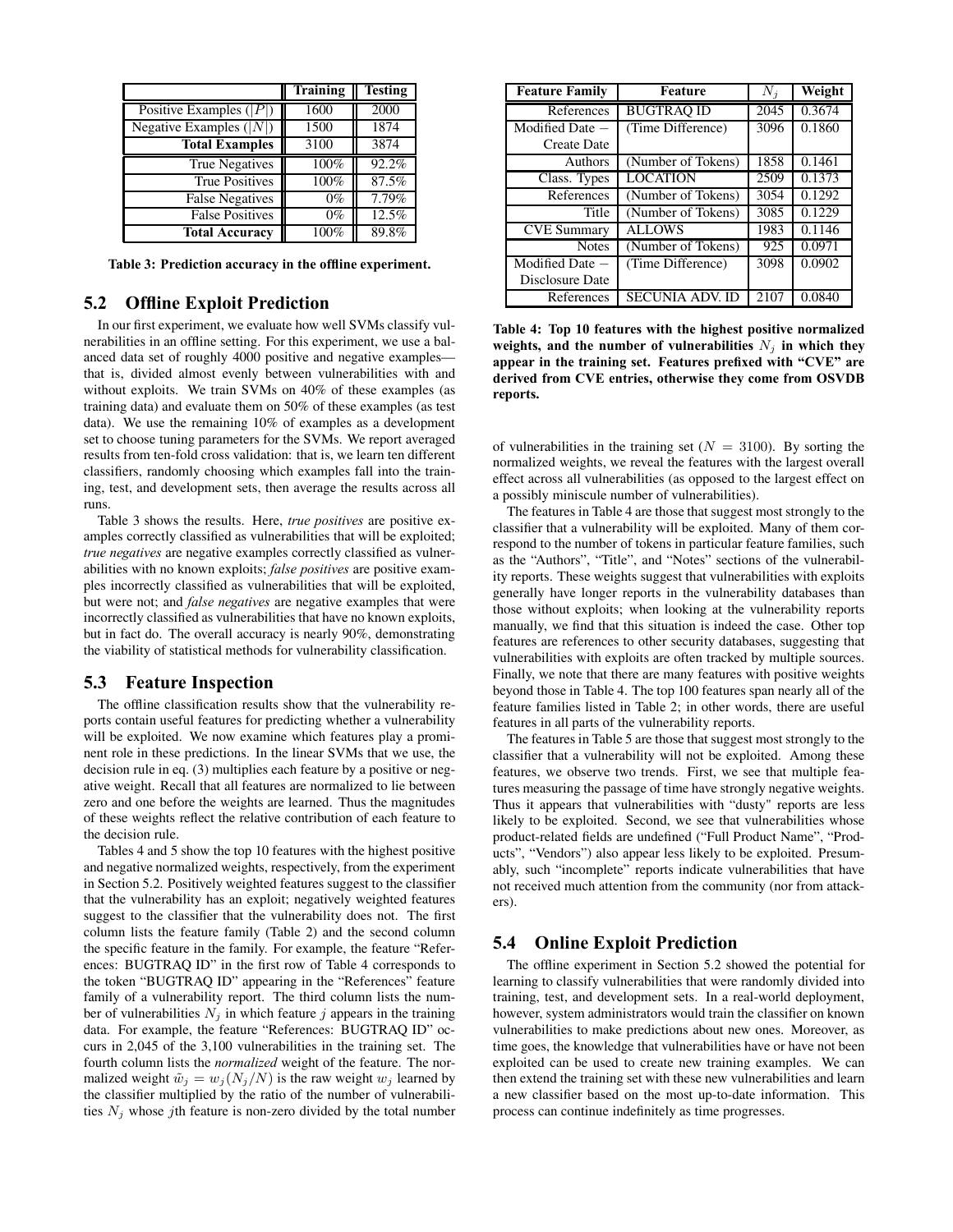| | Training | Testing |
|---|---|---|
| Positive Examples ($\|P\|$) | 1600 | 2000 |
| Negative Examples ($\|N\|$) | 1500 | 1874 |
| **Total Examples** | 3100 | 3874 |
| True Negatives | 100% | 92.2% |
| True Positives | 100% | 87.5% |
| False Negatives | 0% | 7.79% |
| False Positives | 0% | 12.5% |
| **Total Accuracy** | 100% | 89.8% |

**Table 3: Prediction accuracy in the offline experiment.**

## 5.2 Offline Exploit Prediction

In our first experiment, we evaluate how well SVMs classify vulnerabilities in an offline setting. For this experiment, we use a balanced data set of roughly 4000 positive and negative examples—that is, divided almost evenly between vulnerabilities with and without exploits. We train SVMs on 40% of these examples (as training data) and evaluate them on 50% of these examples (as test data). We use the remaining 10% of examples as a development set to choose tuning parameters for the SVMs. We report averaged results from ten-fold cross validation: that is, we learn ten different classifiers, randomly choosing which examples fall into the training, test, and development sets, then average the results across all runs.

Table 3 shows the results. Here, *true positives* are positive examples correctly classified as vulnerabilities that will be exploited; *true negatives* are negative examples correctly classified as vulnerabilities with no known exploits; *false positives* are positive examples incorrectly classified as vulnerabilities that will be exploited, but were not; and *false negatives* are negative examples that were incorrectly classified as vulnerabilities that have no known exploits, but in fact do. The overall accuracy is nearly 90%, demonstrating the viability of statistical methods for vulnerability classification.

## 5.3 Feature Inspection

The offline classification results show that the vulnerability reports contain useful features for predicting whether a vulnerability will be exploited. We now examine which features play a prominent role in these predictions. In the linear SVMs that we use, the decision rule in eq. (3) multiplies each feature by a positive or negative weight. Recall that all features are normalized to lie between zero and one before the weights are learned. Thus the magnitudes of these weights reflect the relative contribution of each feature to the decision rule.

Tables 4 and 5 show the top 10 features with the highest positive and negative normalized weights, respectively, from the experiment in Section 5.2. Positively weighted features suggest to the classifier that the vulnerability has an exploit; negatively weighted features suggest to the classifier that the vulnerability does not. The first column lists the feature family (Table 2) and the second column the specific feature in the family. For example, the feature "References: BUGTRAQ ID" in the first row of Table 4 corresponds to the token "BUGTRAQ ID" appearing in the "References" feature family of a vulnerability report. The third column lists the number of vulnerabilities $N_j$ in which feature $j$ appears in the training data. For example, the feature "References: BUGTRAQ ID" occurs in 2,045 of the 3,100 vulnerabilities in the training set. The fourth column lists the *normalized* weight of the feature. The normalized weight $\tilde{w}_j = w_j(N_j/N)$ is the raw weight $w_j$ learned by the classifier multiplied by the ratio of the number of vulnerabilities $N_j$ whose $j$th feature is non-zero divided by the total number of vulnerabilities in the training set ($N = 3100$). By sorting the normalized weights, we reveal the features with the largest overall effect across all vulnerabilities (as opposed to the largest effect on a possibly miniscule number of vulnerabilities).

| Feature Family | Feature | $N_j$ | Weight |
|---|---|---|---|
| References | BUGTRAQ ID | 2045 | 0.3674 |
| Modified Date − Create Date | (Time Difference) | 3096 | 0.1860 |
| Authors | (Number of Tokens) | 1858 | 0.1461 |
| Class. Types | LOCATION | 2509 | 0.1373 |
| References | (Number of Tokens) | 3054 | 0.1292 |
| Title | (Number of Tokens) | 3085 | 0.1229 |
| CVE Summary | ALLOWS | 1983 | 0.1146 |
| Notes | (Number of Tokens) | 925 | 0.0971 |
| Modified Date − Disclosure Date | (Time Difference) | 3098 | 0.0902 |
| References | SECUNIA ADV. ID | 2107 | 0.0840 |

**Table 4: Top 10 features with the highest positive normalized weights, and the number of vulnerabilities $N_j$ in which they appear in the training set. Features prefixed with "CVE" are derived from CVE entries, otherwise they come from OSVDB reports.**

The features in Table 4 are those that suggest most strongly to the classifier that a vulnerability will be exploited. Many of them correspond to the number of tokens in particular feature families, such as the "Authors", "Title", and "Notes" sections of the vulnerability reports. These weights suggest that vulnerabilities with exploits generally have longer reports in the vulnerability databases than those without exploits; when looking at the vulnerability reports manually, we find that this situation is indeed the case. Other top features are references to other security databases, suggesting that vulnerabilities with exploits are often tracked by multiple sources. Finally, we note that there are many features with positive weights beyond those in Table 4. The top 100 features span nearly all of the feature families listed in Table 2; in other words, there are useful features in all parts of the vulnerability reports.

The features in Table 5 are those that suggest most strongly to the classifier that a vulnerability will not be exploited. Among these features, we observe two trends. First, we see that multiple features measuring the passage of time have strongly negative weights. Thus it appears that vulnerabilities with "dusty" reports are less likely to be exploited. Second, we see that vulnerabilities whose product-related fields are undefined ("Full Product Name", "Products", "Vendors") also appear less likely to be exploited. Presumably, such "incomplete" reports indicate vulnerabilities that have not received much attention from the community (nor from attackers).

## 5.4 Online Exploit Prediction

The offline experiment in Section 5.2 showed the potential for learning to classify vulnerabilities that were randomly divided into training, test, and development sets. In a real-world deployment, however, system administrators would train the classifier on known vulnerabilities to make predictions about new ones. Moreover, as time goes, the knowledge that vulnerabilities have or have not been exploited can be used to create new training examples. We can then extend the training set with these new vulnerabilities and learn a new classifier based on the most up-to-date information. This process can continue indefinitely as time progresses.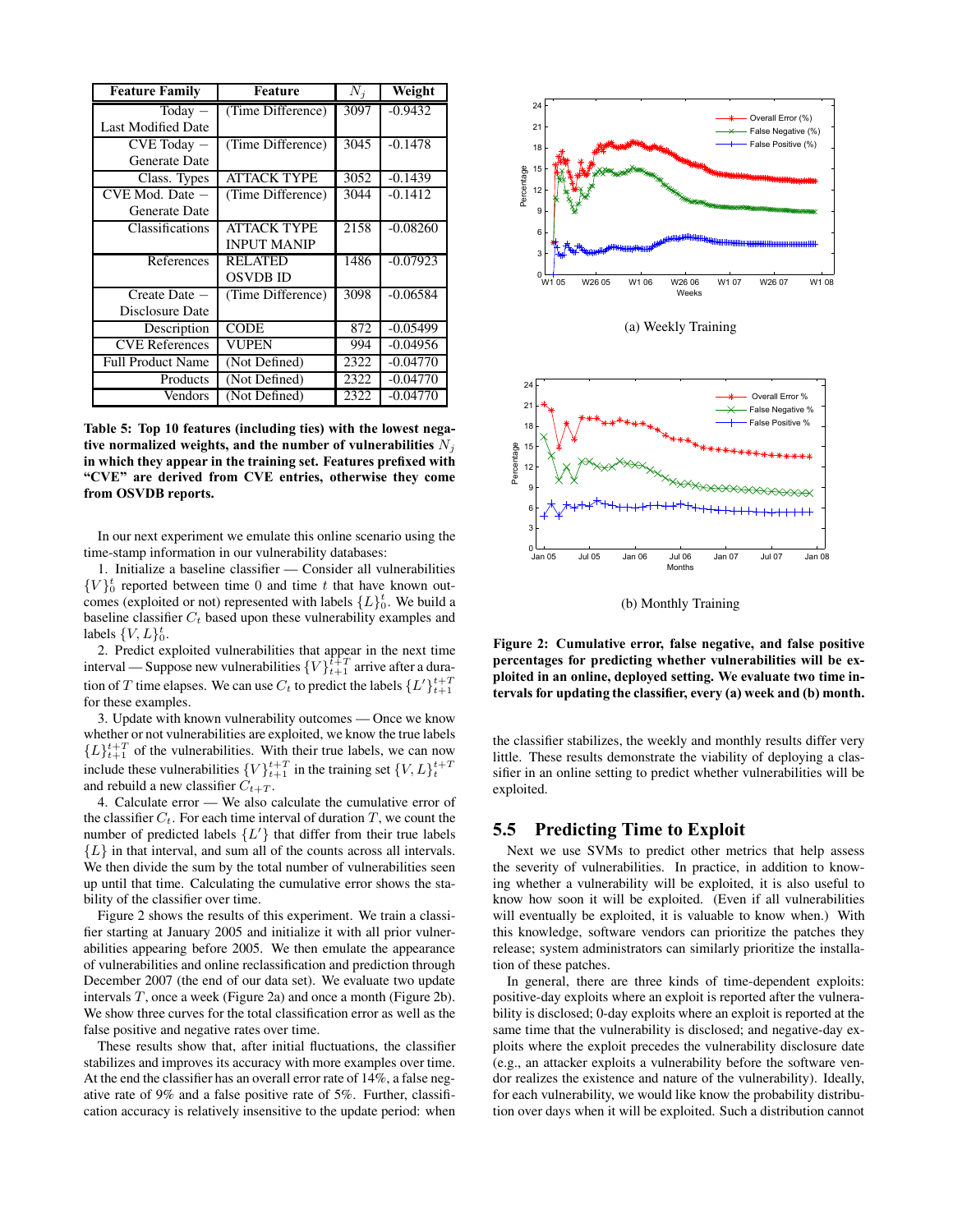| Feature Family | Feature | $N_j$ | Weight |
|---|---|---|---|
| Today – Last Modified Date | (Time Difference) | 3097 | -0.9432 |
| CVE Today – Generate Date | (Time Difference) | 3045 | -0.1478 |
| Class. Types | ATTACK TYPE | 3052 | -0.1439 |
| CVE Mod. Date – Generate Date | (Time Difference) | 3044 | -0.1412 |
| Classifications | ATTACK TYPE INPUT MANIP | 2158 | -0.08260 |
| References | RELATED OSVDB ID | 1486 | -0.07923 |
| Create Date – Disclosure Date | (Time Difference) | 3098 | -0.06584 |
| Description | CODE | 872 | -0.05499 |
| CVE References | VUPEN | 994 | -0.04956 |
| Full Product Name | (Not Defined) | 2322 | -0.04770 |
| Products | (Not Defined) | 2322 | -0.04770 |
| Vendors | (Not Defined) | 2322 | -0.04770 |

**Table 5: Top 10 features (including ties) with the lowest negative normalized weights, and the number of vulnerabilities $N_j$ in which they appear in the training set. Features prefixed with "CVE" are derived from CVE entries, otherwise they come from OSVDB reports.**

In our next experiment we emulate this online scenario using the time-stamp information in our vulnerability databases:

1. Initialize a baseline classifier — Consider all vulnerabilities $\{V\}_0^t$ reported between time 0 and time $t$ that have known outcomes (exploited or not) represented with labels $\{L\}_0^t$. We build a baseline classifier $C_t$ based upon these vulnerability examples and labels $\{V, L\}_0^t$.

2. Predict exploited vulnerabilities that appear in the next time interval — Suppose new vulnerabilities $\{V\}_{t+1}^{t+T}$ arrive after a duration of $T$ time elapses. We can use $C_t$ to predict the labels $\{L'\}_{t+1}^{t+T}$ for these examples.

3. Update with known vulnerability outcomes — Once we know whether or not vulnerabilities are exploited, we know the true labels $\{L\}_{t+1}^{t+T}$ of the vulnerabilities. With their true labels, we can now include these vulnerabilities $\{V\}_{t+1}^{t+T}$ in the training set $\{V, L\}_t^{t+T}$ and rebuild a new classifier $C_{t+T}$.

4. Calculate error — We also calculate the cumulative error of the classifier $C_t$. For each time interval of duration $T$, we count the number of predicted labels $\{L'\}$ that differ from their true labels $\{L\}$ in that interval, and sum all of the counts across all intervals. We then divide the sum by the total number of vulnerabilities seen up until that time. Calculating the cumulative error shows the stability of the classifier over time.

Figure 2 shows the results of this experiment. We train a classifier starting at January 2005 and initialize it with all prior vulnerabilities appearing before 2005. We then emulate the appearance of vulnerabilities and online reclassification and prediction through December 2007 (the end of our data set). We evaluate two update intervals $T$, once a week (Figure 2a) and once a month (Figure 2b). We show three curves for the total classification error as well as the false positive and negative rates over time.

These results show that, after initial fluctuations, the classifier stabilizes and improves its accuracy with more examples over time. At the end the classifier has an overall error rate of 14%, a false negative rate of 9% and a false positive rate of 5%. Further, classification accuracy is relatively insensitive to the update period: when the classifier stabilizes, the weekly and monthly results differ very little. These results demonstrate the viability of deploying a classifier in an online setting to predict whether vulnerabilities will be exploited.

(a) Weekly Training

(b) Monthly Training

**Figure 2: Cumulative error, false negative, and false positive percentages for predicting whether vulnerabilities will be exploited in an online, deployed setting. We evaluate two time intervals for updating the classifier, every (a) week and (b) month.**

## 5.5 Predicting Time to Exploit

Next we use SVMs to predict other metrics that help assess the severity of vulnerabilities. In practice, in addition to knowing whether a vulnerability will be exploited, it is also useful to know how soon it will be exploited. (Even if all vulnerabilities will eventually be exploited, it is valuable to know when.) With this knowledge, software vendors can prioritize the patches they release; system administrators can similarly prioritize the installation of these patches.

In general, there are three kinds of time-dependent exploits: positive-day exploits where an exploit is reported after the vulnerability is disclosed; 0-day exploits where an exploit is reported at the same time that the vulnerability is disclosed; and negative-day exploits where the exploit precedes the vulnerability disclosure date (e.g., an attacker exploits a vulnerability before the software vendor realizes the existence and nature of the vulnerability). Ideally, for each vulnerability, we would like know the probability distribution over days when it will be exploited. Such a distribution cannot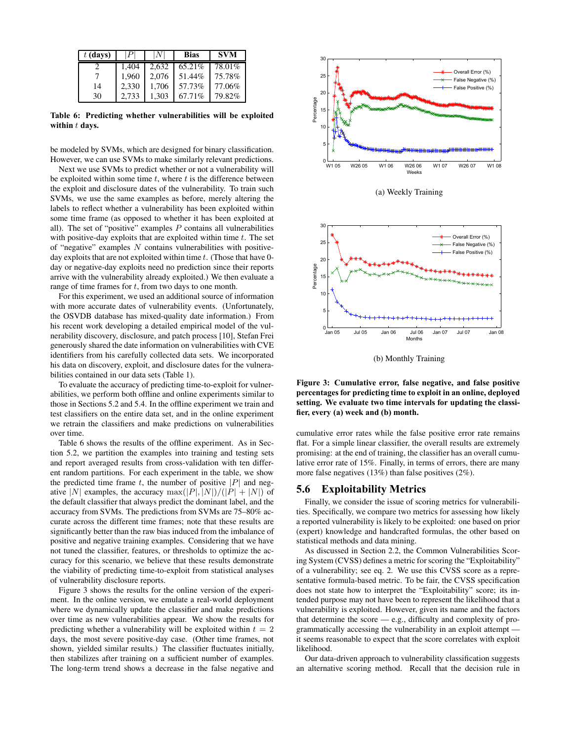| $t$ (days) | $\|P\|$ | $\|N\|$ | **Bias** | **SVM** |
|---|---|---|---|---|
| 2 | 1,404 | 2,632 | 65.21% | 78.01% |
| 7 | 1,960 | 2,076 | 51.44% | 75.78% |
| 14 | 2,330 | 1,706 | 57.73% | 77.06% |
| 30 | 2,733 | 1,303 | 67.71% | 79.82% |

**Table 6: Predicting whether vulnerabilities will be exploited within $t$ days.**

be modeled by SVMs, which are designed for binary classification. However, we can use SVMs to make similarly relevant predictions.

Next we use SVMs to predict whether or not a vulnerability will be exploited within some time $t$, where $t$ is the difference between the exploit and disclosure dates of the vulnerability. To train such SVMs, we use the same examples as before, merely altering the labels to reflect whether a vulnerability has been exploited within some time frame (as opposed to whether it has been exploited at all). The set of "positive" examples $P$ contains all vulnerabilities with positive-day exploits that are exploited within time $t$. The set of "negative" examples $N$ contains vulnerabilities with positive-day exploits that are not exploited within time $t$. (Those that have 0-day or negative-day exploits need no prediction since their reports arrive with the vulnerability already exploited.) We then evaluate a range of time frames for $t$, from two days to one month.

For this experiment, we used an additional source of information with more accurate dates of vulnerability events. (Unfortunately, the OSVDB database has mixed-quality date information.) From his recent work developing a detailed empirical model of the vulnerability discovery, disclosure, and patch process [10], Stefan Frei generously shared the date information on vulnerabilities with CVE identifiers from his carefully collected data sets. We incorporated his data on discovery, exploit, and disclosure dates for the vulnerabilities contained in our data sets (Table 1).

To evaluate the accuracy of predicting time-to-exploit for vulnerabilities, we perform both offline and online experiments similar to those in Sections 5.2 and 5.4. In the offline experiment we train and test classifiers on the entire data set, and in the online experiment we retrain the classifiers and make predictions on vulnerabilities over time.

Table 6 shows the results of the offline experiment. As in Section 5.2, we partition the examples into training and testing sets and report averaged results from cross-validation with ten different random partitions. For each experiment in the table, we show the predicted time frame $t$, the number of positive $|P|$ and negative $|N|$ examples, the accuracy $\max(|P|, |N|)/(|P| + |N|)$ of the default classifier that always predict the dominant label, and the accuracy from SVMs. The predictions from SVMs are 75–80% accurate across the different time frames; note that these results are significantly better than the raw bias induced from the imbalance of positive and negative training examples. Considering that we have not tuned the classifier, features, or thresholds to optimize the accuracy for this scenario, we believe that these results demonstrate the viability of predicting time-to-exploit from statistical analyses of vulnerability disclosure reports.

Figure 3 shows the results for the online version of the experiment. In the online version, we emulate a real-world deployment where we dynamically update the classifier and make predictions over time as new vulnerabilities appear. We show the results for predicting whether a vulnerability will be exploited within $t = 2$ days, the most severe positive-day case. (Other time frames, not shown, yielded similar results.) The classifier fluctuates initially, then stabilizes after training on a sufficient number of examples. The long-term trend shows a decrease in the false negative and cumulative error rates while the false positive error rate remains flat. For a simple linear classifier, the overall results are extremely promising: at the end of training, the classifier has an overall cumulative error rate of 15%. Finally, in terms of errors, there are many more false negatives (13%) than false positives (2%).

(a) Weekly Training

(b) Monthly Training

**Figure 3: Cumulative error, false negative, and false positive percentages for predicting time to exploit in an online, deployed setting. We evaluate two time intervals for updating the classifier, every (a) week and (b) month.**

## 5.6 Exploitability Metrics

Finally, we consider the issue of scoring metrics for vulnerabilities. Specifically, we compare two metrics for assessing how likely a reported vulnerability is likely to be exploited: one based on prior (expert) knowledge and handcrafted formulas, the other based on statistical methods and data mining.

As discussed in Section 2.2, the Common Vulnerabilities Scoring System (CVSS) defines a metric for scoring the "Exploitability" of a vulnerability; see eq. 2. We use this CVSS score as a representative formula-based metric. To be fair, the CVSS specification does not state how to interpret the "Exploitability" score; its intended purpose may not have been to represent the likelihood that a vulnerability is exploited. However, given its name and the factors that determine the score — e.g., difficulty and complexity of programmatically accessing the vulnerability in an exploit attempt — it seems reasonable to expect that the score correlates with exploit likelihood.

Our data-driven approach to vulnerability classification suggests an alternative scoring method. Recall that the decision rule in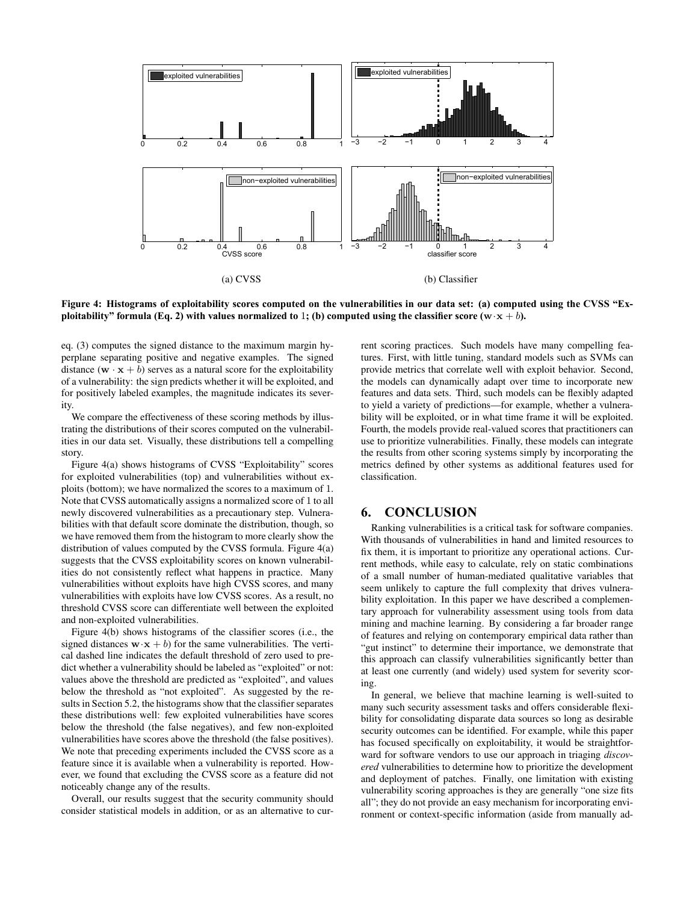(a) CVSS

(b) Classifier

**Figure 4: Histograms of exploitability scores computed on the vulnerabilities in our data set: (a) computed using the CVSS "Exploitability" formula (Eq. 2) with values normalized to 1; (b) computed using the classifier score ($\mathbf{w} \cdot \mathbf{x} + b$).**

eq. (3) computes the signed distance to the maximum margin hyperplane separating positive and negative examples. The signed distance ($\mathbf{w} \cdot \mathbf{x} + b$) serves as a natural score for the exploitability of a vulnerability: the sign predicts whether it will be exploited, and for positively labeled examples, the magnitude indicates its severity.

We compare the effectiveness of these scoring methods by illustrating the distributions of their scores computed on the vulnerabilities in our data set. Visually, these distributions tell a compelling story.

Figure 4(a) shows histograms of CVSS "Exploitability" scores for exploited vulnerabilities (top) and vulnerabilities without exploits (bottom); we have normalized the scores to a maximum of 1. Note that CVSS automatically assigns a normalized score of 1 to all newly discovered vulnerabilities as a precautionary step. Vulnerabilities with that default score dominate the distribution, though, so we have removed them from the histogram to more clearly show the distribution of values computed by the CVSS formula. Figure 4(a) suggests that the CVSS exploitability scores on known vulnerabilities do not consistently reflect what happens in practice. Many vulnerabilities without exploits have high CVSS scores, and many vulnerabilities with exploits have low CVSS scores. As a result, no threshold CVSS score can differentiate well between the exploited and non-exploited vulnerabilities.

Figure 4(b) shows histograms of the classifier scores (i.e., the signed distances $\mathbf{w} \cdot \mathbf{x} + b$) for the same vulnerabilities. The vertical dashed line indicates the default threshold of zero used to predict whether a vulnerability should be labeled as "exploited" or not: values above the threshold are predicted as "exploited", and values below the threshold as "not exploited". As suggested by the results in Section 5.2, the histograms show that the classifier separates these distributions well: few exploited vulnerabilities have scores below the threshold (the false negatives), and few non-exploited vulnerabilities have scores above the threshold (the false positives). We note that preceding experiments included the CVSS score as a feature since it is available when a vulnerability is reported. However, we found that excluding the CVSS score as a feature did not noticeably change any of the results.

Overall, our results suggest that the security community should consider statistical models in addition, or as an alternative to current scoring practices. Such models have many compelling features. First, with little tuning, standard models such as SVMs can provide metrics that correlate well with exploit behavior. Second, the models can dynamically adapt over time to incorporate new features and data sets. Third, such models can be flexibly adapted to yield a variety of predictions—for example, whether a vulnerability will be exploited, or in what time frame it will be exploited. Fourth, the models provide real-valued scores that practitioners can use to prioritize vulnerabilities. Finally, these models can integrate the results from other scoring systems simply by incorporating the metrics defined by other systems as additional features used for classification.

## 6. CONCLUSION

Ranking vulnerabilities is a critical task for software companies. With thousands of vulnerabilities in hand and limited resources to fix them, it is important to prioritize any operational actions. Current methods, while easy to calculate, rely on static combinations of a small number of human-mediated qualitative variables that seem unlikely to capture the full complexity that drives vulnerability exploitation. In this paper we have described a complementary approach for vulnerability assessment using tools from data mining and machine learning. By considering a far broader range of features and relying on contemporary empirical data rather than "gut instinct" to determine their importance, we demonstrate that this approach can classify vulnerabilities significantly better than at least one currently (and widely) used system for severity scoring.

In general, we believe that machine learning is well-suited to many such security assessment tasks and offers considerable flexibility for consolidating disparate data sources so long as desirable security outcomes can be identified. For example, while this paper has focused specifically on exploitability, it would be straightforward for software vendors to use our approach in triaging *discovered* vulnerabilities to determine how to prioritize the development and deployment of patches. Finally, one limitation with existing vulnerability scoring approaches is they are generally "one size fits all"; they do not provide an easy mechanism for incorporating environment or context-specific information (aside from manually ad-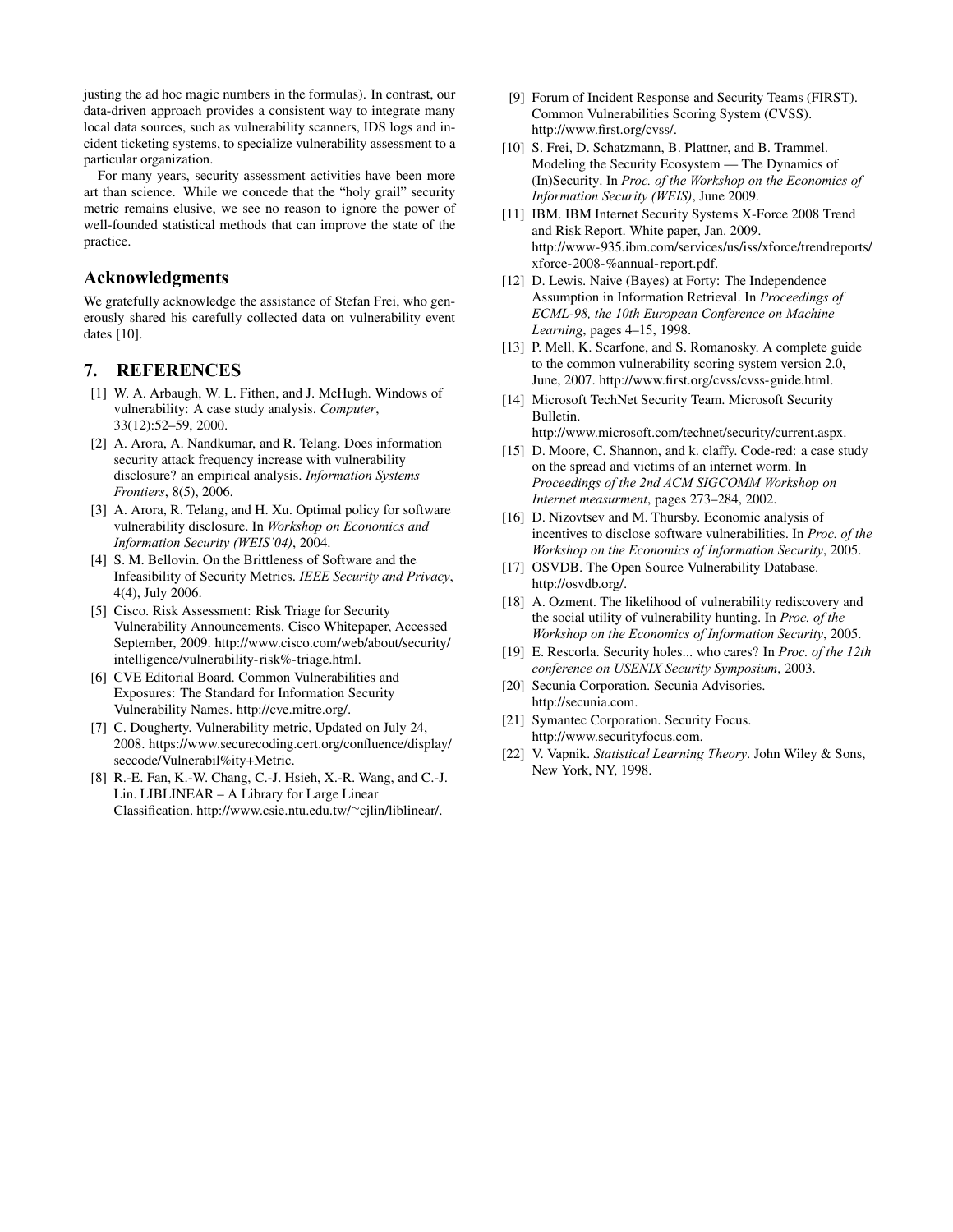justing the ad hoc magic numbers in the formulas). In contrast, our data-driven approach provides a consistent way to integrate many local data sources, such as vulnerability scanners, IDS logs and incident ticketing systems, to specialize vulnerability assessment to a particular organization.

For many years, security assessment activities have been more art than science. While we concede that the "holy grail" security metric remains elusive, we see no reason to ignore the power of well-founded statistical methods that can improve the state of the practice.

## Acknowledgments

We gratefully acknowledge the assistance of Stefan Frei, who generously shared his carefully collected data on vulnerability event dates [10].

## 7. REFERENCES

- [1] W. A. Arbaugh, W. L. Fithen, and J. McHugh. Windows of vulnerability: A case study analysis. *Computer*, 33(12):52–59, 2000.
- [2] A. Arora, A. Nandkumar, and R. Telang. Does information security attack frequency increase with vulnerability disclosure? an empirical analysis. *Information Systems Frontiers*, 8(5), 2006.
- [3] A. Arora, R. Telang, and H. Xu. Optimal policy for software vulnerability disclosure. In *Workshop on Economics and Information Security (WEIS'04)*, 2004.
- [4] S. M. Bellovin. On the Brittleness of Software and the Infeasibility of Security Metrics. *IEEE Security and Privacy*, 4(4), July 2006.
- [5] Cisco. Risk Assessment: Risk Triage for Security Vulnerability Announcements. Cisco Whitepaper, Accessed September, 2009. http://www.cisco.com/web/about/security/intelligence/vulnerability-risk%-triage.html.
- [6] CVE Editorial Board. Common Vulnerabilities and Exposures: The Standard for Information Security Vulnerability Names. http://cve.mitre.org/.
- [7] C. Dougherty. Vulnerability metric, Updated on July 24, 2008. https://www.securecoding.cert.org/confluence/display/seccode/Vulnerabil%ity+Metric.
- [8] R.-E. Fan, K.-W. Chang, C.-J. Hsieh, X.-R. Wang, and C.-J. Lin. LIBLINEAR – A Library for Large Linear Classification. http://www.csie.ntu.edu.tw/~cjlin/liblinear/.
- [9] Forum of Incident Response and Security Teams (FIRST). Common Vulnerabilities Scoring System (CVSS). http://www.first.org/cvss/.
- [10] S. Frei, D. Schatzmann, B. Plattner, and B. Trammel. Modeling the Security Ecosystem — The Dynamics of (In)Security. In *Proc. of the Workshop on the Economics of Information Security (WEIS)*, June 2009.
- [11] IBM. IBM Internet Security Systems X-Force 2008 Trend and Risk Report. White paper, Jan. 2009. http://www-935.ibm.com/services/us/iss/xforce/trendreports/xforce-2008-%annual-report.pdf.
- [12] D. Lewis. Naive (Bayes) at Forty: The Independence Assumption in Information Retrieval. In *Proceedings of ECML-98, the 10th European Conference on Machine Learning*, pages 4–15, 1998.
- [13] P. Mell, K. Scarfone, and S. Romanosky. A complete guide to the common vulnerability scoring system version 2.0, June, 2007. http://www.first.org/cvss/cvss-guide.html.
- [14] Microsoft TechNet Security Team. Microsoft Security Bulletin. http://www.microsoft.com/technet/security/current.aspx.
- [15] D. Moore, C. Shannon, and k. claffy. Code-red: a case study on the spread and victims of an internet worm. In *Proceedings of the 2nd ACM SIGCOMM Workshop on Internet measurment*, pages 273–284, 2002.
- [16] D. Nizovtsev and M. Thursby. Economic analysis of incentives to disclose software vulnerabilities. In *Proc. of the Workshop on the Economics of Information Security*, 2005.
- [17] OSVDB. The Open Source Vulnerability Database. http://osvdb.org/.
- [18] A. Ozment. The likelihood of vulnerability rediscovery and the social utility of vulnerability hunting. In *Proc. of the Workshop on the Economics of Information Security*, 2005.
- [19] E. Rescorla. Security holes... who cares? In *Proc. of the 12th conference on USENIX Security Symposium*, 2003.
- [20] Secunia Corporation. Secunia Advisories. http://secunia.com.
- [21] Symantec Corporation. Security Focus. http://www.securityfocus.com.
- [22] V. Vapnik. *Statistical Learning Theory*. John Wiley & Sons, New York, NY, 1998.